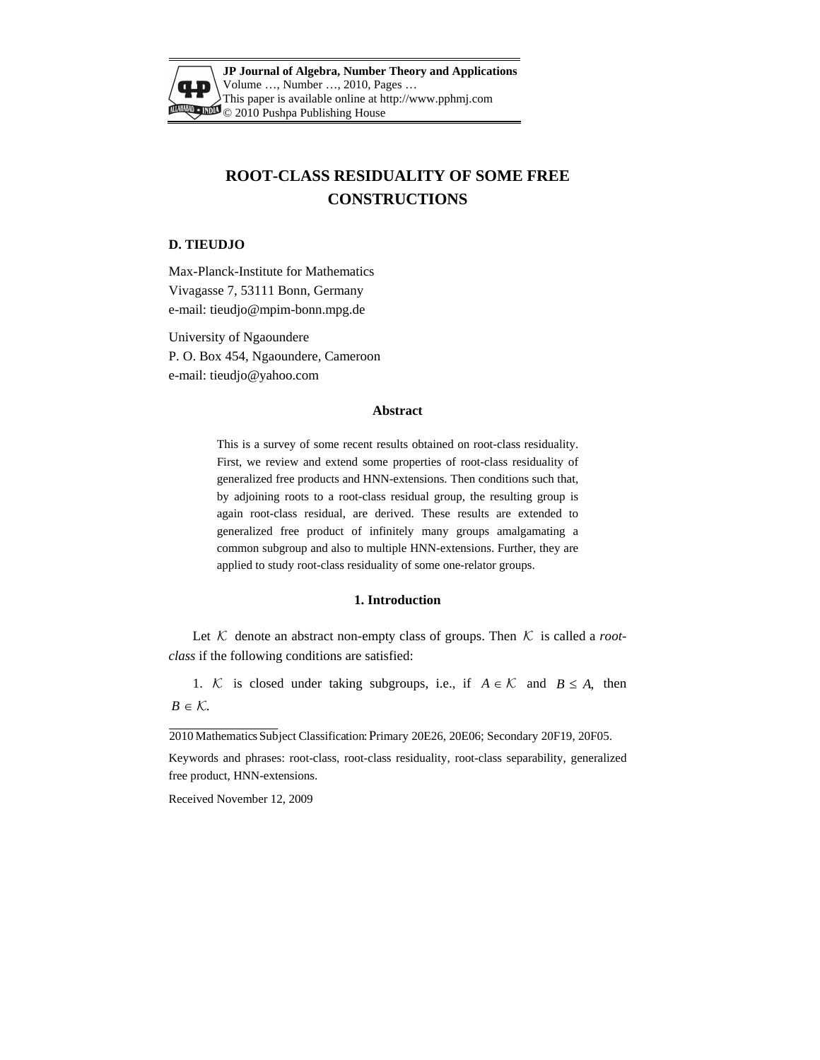# ROOT-CLASS RESIDUALITY OF SOME FREE CONSTRUCTIONS

**D. TIEUDJO**

Max-Planck-Institute for Mathematics
Vivagasse 7, 53111 Bonn, Germany
e-mail: tieudjo@mpim-bonn.mpg.de

University of Ngaoundere
P. O. Box 454, Ngaoundere, Cameroon
e-mail: tieudjo@yahoo.com

### Abstract

This is a survey of some recent results obtained on root-class residuality. First, we review and extend some properties of root-class residuality of generalized free products and HNN-extensions. Then conditions such that, by adjoining roots to a root-class residual group, the resulting group is again root-class residual, are derived. These results are extended to generalized free product of infinitely many groups amalgamating a common subgroup and also to multiple HNN-extensions. Further, they are applied to study root-class residuality of some one-relator groups.

## 1. Introduction

Let $\mathcal{K}$ denote an abstract non-empty class of groups. Then $\mathcal{K}$ is called a *root-class* if the following conditions are satisfied:

1. $\mathcal{K}$ is closed under taking subgroups, i.e., if $A \in \mathcal{K}$ and $B \leq A$, then $B \in \mathcal{K}$.

2010 Mathematics Subject Classification: Primary 20E26, 20E06; Secondary 20F19, 20F05.

Keywords and phrases: root-class, root-class residuality, root-class separability, generalized free product, HNN-extensions.

Received November 12, 2009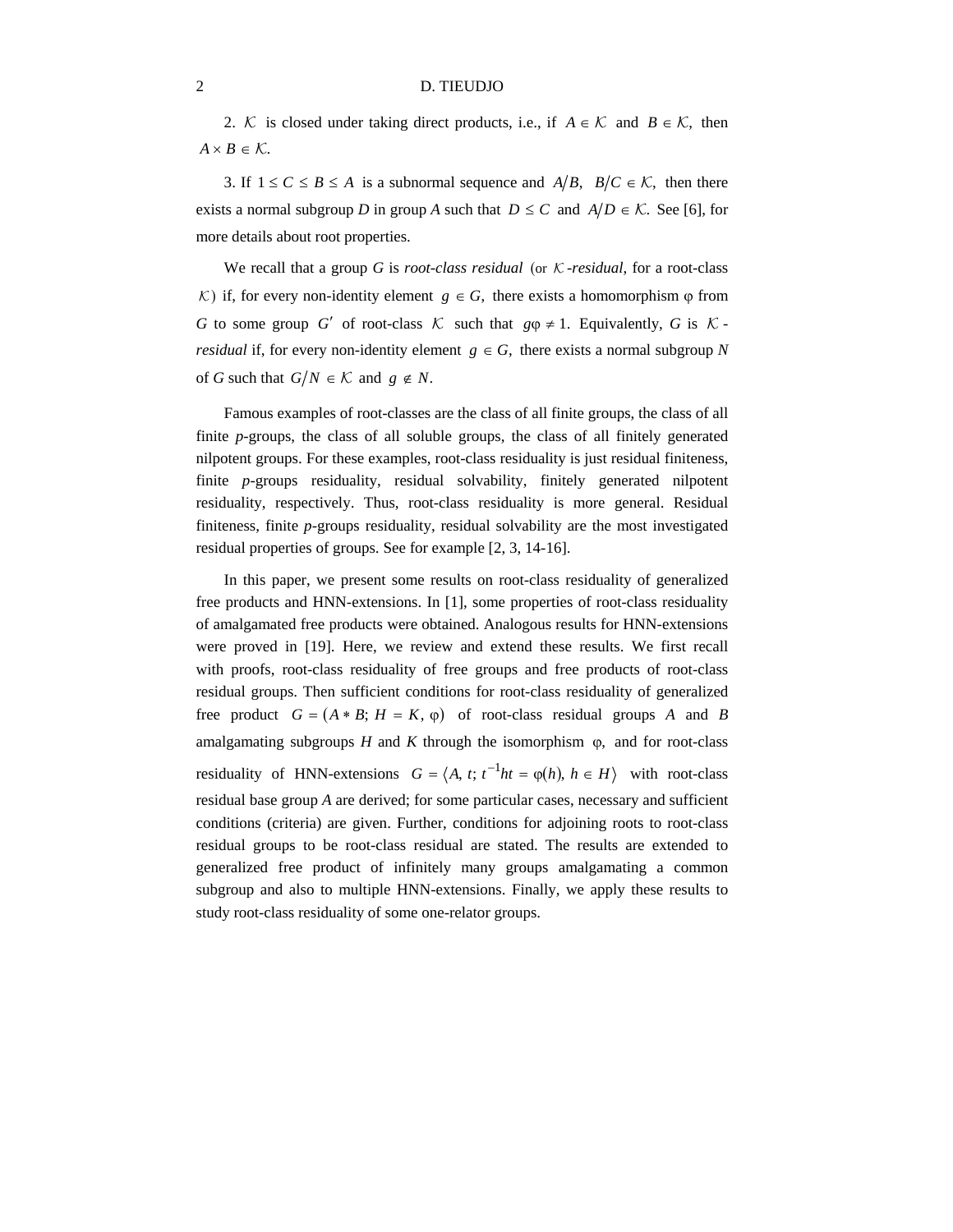2. $\mathcal{K}$ is closed under taking direct products, i.e., if $A \in \mathcal{K}$ and $B \in \mathcal{K}$, then $A \times B \in \mathcal{K}$.

3. If $1 \leq C \leq B \leq A$ is a subnormal sequence and $A/B$, $B/C \in \mathcal{K}$, then there exists a normal subgroup $D$ in group $A$ such that $D \leq C$ and $A/D \in \mathcal{K}$. See [6], for more details about root properties.

We recall that a group $G$ is *root-class residual* (or $\mathcal{K}$*-residual*, for a root-class $\mathcal{K}$) if, for every non-identity element $g \in G$, there exists a homomorphism $\varphi$ from $G$ to some group $G'$ of root-class $\mathcal{K}$ such that $g\varphi \neq 1$. Equivalently, $G$ is $\mathcal{K}$*-residual* if, for every non-identity element $g \in G$, there exists a normal subgroup $N$ of $G$ such that $G/N \in \mathcal{K}$ and $g \notin N$.

Famous examples of root-classes are the class of all finite groups, the class of all finite *p*-groups, the class of all soluble groups, the class of all finitely generated nilpotent groups. For these examples, root-class residuality is just residual finiteness, finite *p*-groups residuality, residual solvability, finitely generated nilpotent residuality, respectively. Thus, root-class residuality is more general. Residual finiteness, finite *p*-groups residuality, residual solvability are the most investigated residual properties of groups. See for example [2, 3, 14-16].

In this paper, we present some results on root-class residuality of generalized free products and HNN-extensions. In [1], some properties of root-class residuality of amalgamated free products were obtained. Analogous results for HNN-extensions were proved in [19]. Here, we review and extend these results. We first recall with proofs, root-class residuality of free groups and free products of root-class residual groups. Then sufficient conditions for root-class residuality of generalized free product $G = (A * B;\ H = K,\ \varphi)$ of root-class residual groups $A$ and $B$ amalgamating subgroups $H$ and $K$ through the isomorphism $\varphi$, and for root-class residuality of HNN-extensions $G = \langle A,\ t;\ t^{-1}ht = \varphi(h),\ h \in H\rangle$ with root-class residual base group $A$ are derived; for some particular cases, necessary and sufficient conditions (criteria) are given. Further, conditions for adjoining roots to root-class residual groups to be root-class residual are stated. The results are extended to generalized free product of infinitely many groups amalgamating a common subgroup and also to multiple HNN-extensions. Finally, we apply these results to study root-class residuality of some one-relator groups.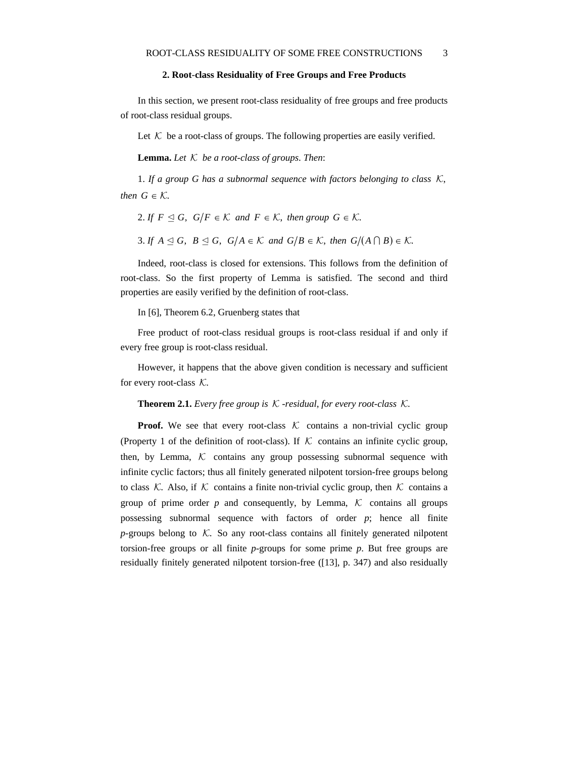## 2. Root-class Residuality of Free Groups and Free Products

In this section, we present root-class residuality of free groups and free products of root-class residual groups.

Let $\mathcal{K}$ be a root-class of groups. The following properties are easily verified.

**Lemma.** *Let* $\mathcal{K}$ *be a root-class of groups. Then*:

1. *If a group G has a subnormal sequence with factors belonging to class* $\mathcal{K}$, *then* $G \in \mathcal{K}$.

2. *If* $F \trianglelefteq G$, $G/F \in \mathcal{K}$ *and* $F \in \mathcal{K}$, *then group* $G \in \mathcal{K}$.

3. *If* $A \trianglelefteq G$, $B \trianglelefteq G$, $G/A \in \mathcal{K}$ *and* $G/B \in \mathcal{K}$, *then* $G/(A \cap B) \in \mathcal{K}$.

Indeed, root-class is closed for extensions. This follows from the definition of root-class. So the first property of Lemma is satisfied. The second and third properties are easily verified by the definition of root-class.

In [6], Theorem 6.2, Gruenberg states that

Free product of root-class residual groups is root-class residual if and only if every free group is root-class residual.

However, it happens that the above given condition is necessary and sufficient for every root-class $\mathcal{K}$.

**Theorem 2.1.** *Every free group is* $\mathcal{K}$ *-residual, for every root-class* $\mathcal{K}$.

**Proof.** We see that every root-class $\mathcal{K}$ contains a non-trivial cyclic group (Property 1 of the definition of root-class). If $\mathcal{K}$ contains an infinite cyclic group, then, by Lemma, $\mathcal{K}$ contains any group possessing subnormal sequence with infinite cyclic factors; thus all finitely generated nilpotent torsion-free groups belong to class $\mathcal{K}$. Also, if $\mathcal{K}$ contains a finite non-trivial cyclic group, then $\mathcal{K}$ contains a group of prime order $p$ and consequently, by Lemma, $\mathcal{K}$ contains all groups possessing subnormal sequence with factors of order $p$; hence all finite $p$-groups belong to $\mathcal{K}$. So any root-class contains all finitely generated nilpotent torsion-free groups or all finite $p$-groups for some prime $p$. But free groups are residually finitely generated nilpotent torsion-free ([13], p. 347) and also residually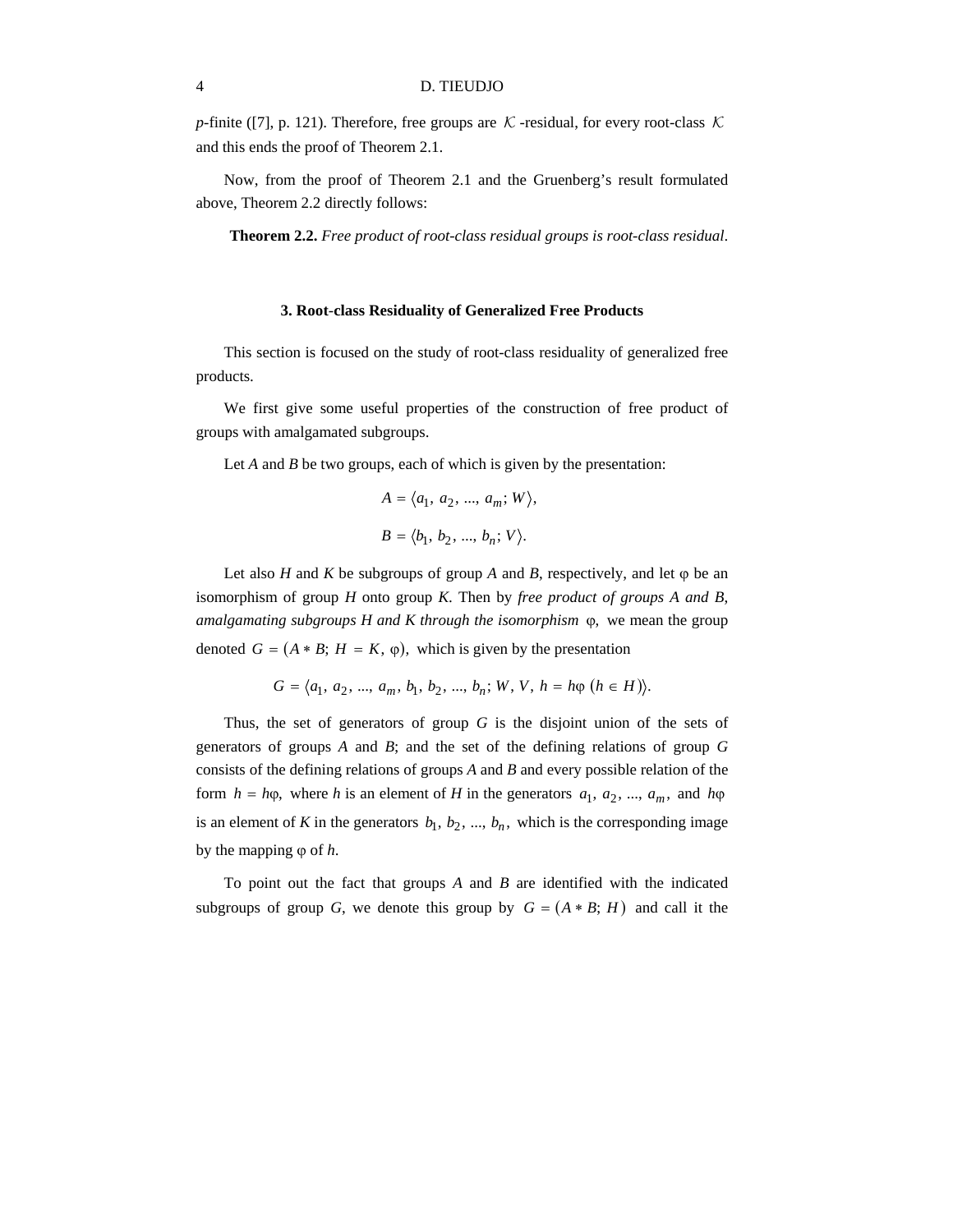$p$-finite ([7], p. 121). Therefore, free groups are $\mathcal{K}$-residual, for every root-class $\mathcal{K}$ and this ends the proof of Theorem 2.1.

Now, from the proof of Theorem 2.1 and the Gruenberg's result formulated above, Theorem 2.2 directly follows:

**Theorem 2.2.** *Free product of root-class residual groups is root-class residual*.

## 3. Root-class Residuality of Generalized Free Products

This section is focused on the study of root-class residuality of generalized free products.

We first give some useful properties of the construction of free product of groups with amalgamated subgroups.

Let $A$ and $B$ be two groups, each of which is given by the presentation:

$$A = \langle a_1, a_2, ..., a_m; W \rangle,$$

$$B = \langle b_1, b_2, ..., b_n; V \rangle.$$

Let also $H$ and $K$ be subgroups of group $A$ and $B$, respectively, and let $\varphi$ be an isomorphism of group $H$ onto group $K$. Then by *free product of groups A and B, amalgamating subgroups H and K through the isomorphism* $\varphi$, we mean the group denoted $G = (A * B;\ H = K,\ \varphi)$, which is given by the presentation

$$G = \langle a_1, a_2, ..., a_m, b_1, b_2, ..., b_n; W, V, h = h\varphi\ (h \in H) \rangle.$$

Thus, the set of generators of group $G$ is the disjoint union of the sets of generators of groups $A$ and $B$; and the set of the defining relations of group $G$ consists of the defining relations of groups $A$ and $B$ and every possible relation of the form $h = h\varphi$, where $h$ is an element of $H$ in the generators $a_1, a_2, ..., a_m$, and $h\varphi$ is an element of $K$ in the generators $b_1, b_2, ..., b_n$, which is the corresponding image by the mapping $\varphi$ of $h$.

To point out the fact that groups $A$ and $B$ are identified with the indicated subgroups of group $G$, we denote this group by $G = (A * B;\ H)$ and call it the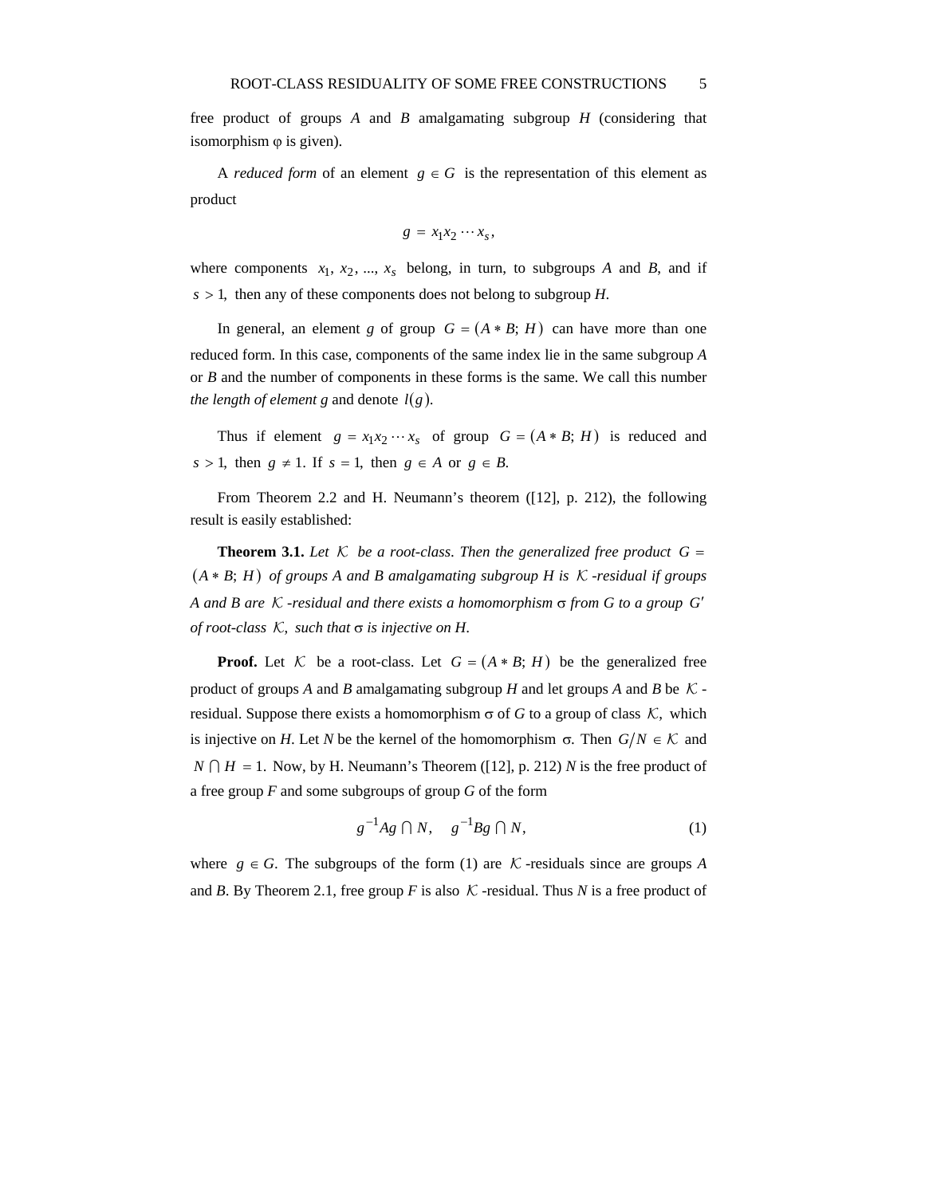free product of groups $A$ and $B$ amalgamating subgroup $H$ (considering that isomorphism $\varphi$ is given).

A *reduced form* of an element $g \in G$ is the representation of this element as product

$$g = x_1 x_2 \cdots x_s,$$

where components $x_1, x_2, \ldots, x_s$ belong, in turn, to subgroups $A$ and $B$, and if $s > 1$, then any of these components does not belong to subgroup $H$.

In general, an element $g$ of group $G = (A * B;\ H)$ can have more than one reduced form. In this case, components of the same index lie in the same subgroup $A$ or $B$ and the number of components in these forms is the same. We call this number *the length of element g* and denote $l(g)$.

Thus if element $g = x_1 x_2 \cdots x_s$ of group $G = (A * B;\ H)$ is reduced and $s > 1$, then $g \neq 1$. If $s = 1$, then $g \in A$ or $g \in B$.

From Theorem 2.2 and H. Neumann's theorem ([12], p. 212), the following result is easily established:

**Theorem 3.1.** *Let $\mathcal{K}$ be a root-class. Then the generalized free product $G = (A * B;\ H)$ of groups A and B amalgamating subgroup H is $\mathcal{K}$-residual if groups A and B are $\mathcal{K}$-residual and there exists a homomorphism $\sigma$ from G to a group $G'$ of root-class $\mathcal{K}$, such that $\sigma$ is injective on H.*

**Proof.** Let $\mathcal{K}$ be a root-class. Let $G = (A * B;\ H)$ be the generalized free product of groups $A$ and $B$ amalgamating subgroup $H$ and let groups $A$ and $B$ be $\mathcal{K}$-residual. Suppose there exists a homomorphism $\sigma$ of $G$ to a group of class $\mathcal{K}$, which is injective on $H$. Let $N$ be the kernel of the homomorphism $\sigma$. Then $G/N \in \mathcal{K}$ and $N \cap H = 1$. Now, by H. Neumann's Theorem ([12], p. 212) $N$ is the free product of a free group $F$ and some subgroups of group $G$ of the form

$$g^{-1}Ag \cap N, \quad g^{-1}Bg \cap N, \tag{1}$$

where $g \in G$. The subgroups of the form (1) are $\mathcal{K}$-residuals since are groups $A$ and $B$. By Theorem 2.1, free group $F$ is also $\mathcal{K}$-residual. Thus $N$ is a free product of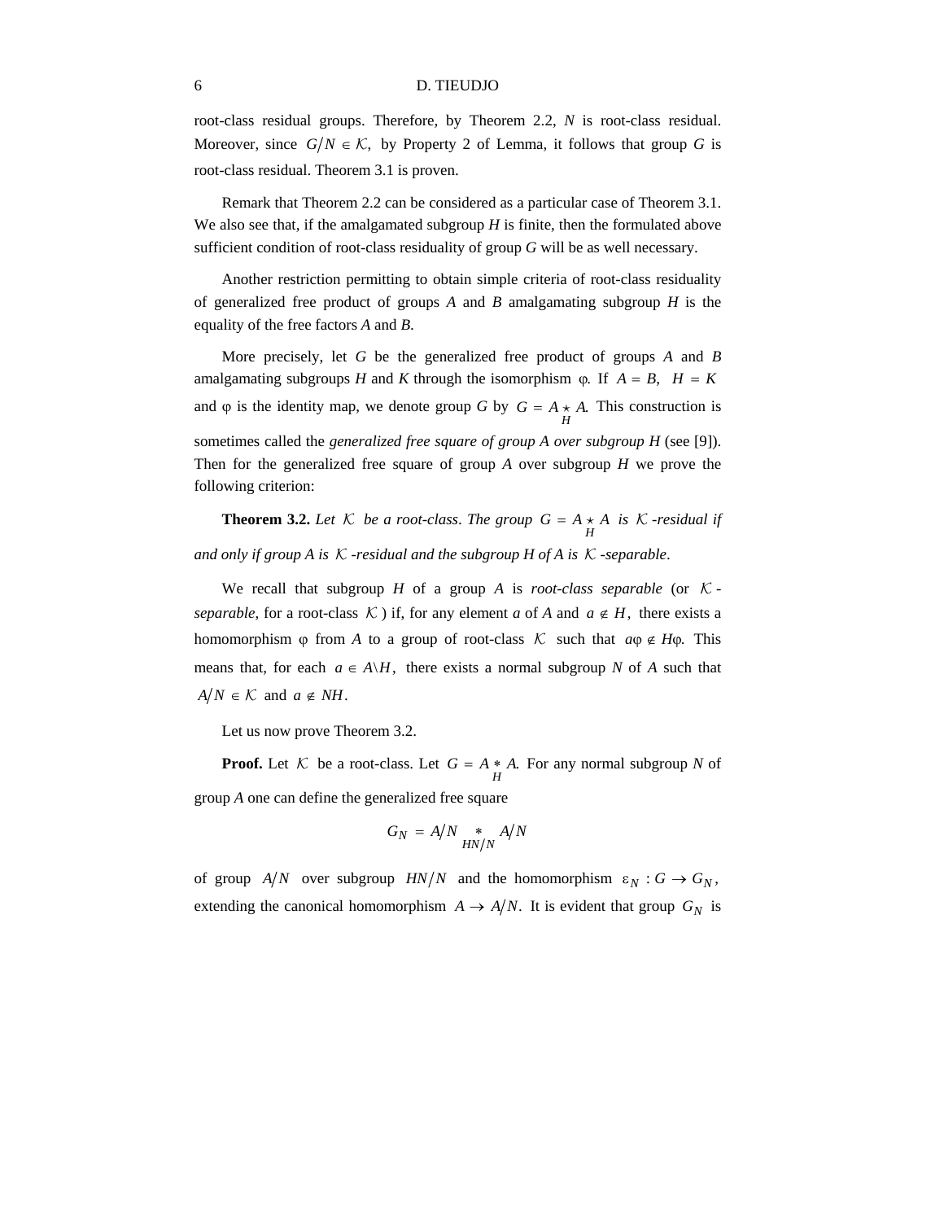root-class residual groups. Therefore, by Theorem 2.2, $N$ is root-class residual. Moreover, since $G/N \in \mathcal{K}$, by Property 2 of Lemma, it follows that group $G$ is root-class residual. Theorem 3.1 is proven.

Remark that Theorem 2.2 can be considered as a particular case of Theorem 3.1. We also see that, if the amalgamated subgroup $H$ is finite, then the formulated above sufficient condition of root-class residuality of group $G$ will be as well necessary.

Another restriction permitting to obtain simple criteria of root-class residuality of generalized free product of groups $A$ and $B$ amalgamating subgroup $H$ is the equality of the free factors $A$ and $B$.

More precisely, let $G$ be the generalized free product of groups $A$ and $B$ amalgamating subgroups $H$ and $K$ through the isomorphism $\varphi$. If $A = B$, $H = K$ and $\varphi$ is the identity map, we denote group $G$ by $G = A \underset{H}{\star} A$. This construction is sometimes called the *generalized free square of group A over subgroup H* (see [9]). Then for the generalized free square of group $A$ over subgroup $H$ we prove the following criterion:

**Theorem 3.2.** *Let $\mathcal{K}$ be a root-class. The group $G = A \underset{H}{\star} A$ is $\mathcal{K}$-residual if and only if group A is $\mathcal{K}$-residual and the subgroup H of A is $\mathcal{K}$-separable.*

We recall that subgroup $H$ of a group $A$ is *root-class separable* (or *$\mathcal{K}$-separable*, for a root-class $\mathcal{K}$) if, for any element $a$ of $A$ and $a \notin H$, there exists a homomorphism $\varphi$ from $A$ to a group of root-class $\mathcal{K}$ such that $a\varphi \notin H\varphi$. This means that, for each $a \in A \backslash H$, there exists a normal subgroup $N$ of $A$ such that $A/N \in \mathcal{K}$ and $a \notin NH$.

Let us now prove Theorem 3.2.

**Proof.** Let $\mathcal{K}$ be a root-class. Let $G = A \underset{H}{*} A$. For any normal subgroup $N$ of group $A$ one can define the generalized free square

$$G_N = A/N \underset{HN/N}{*} A/N$$

of group $A/N$ over subgroup $HN/N$ and the homomorphism $\varepsilon_N : G \to G_N$, extending the canonical homomorphism $A \to A/N$. It is evident that group $G_N$ is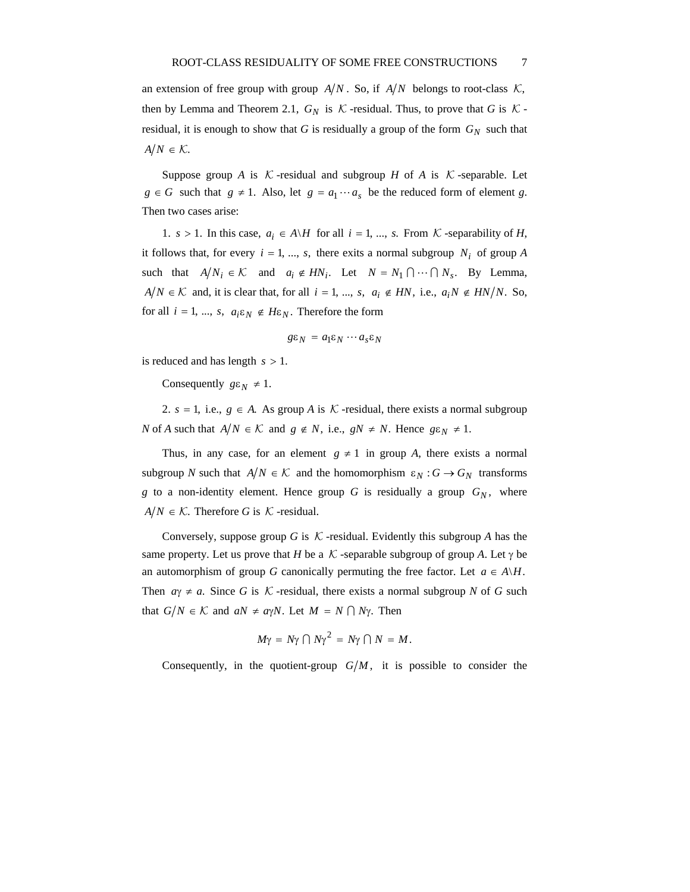an extension of free group with group $A/N$. So, if $A/N$ belongs to root-class $\mathcal{K}$, then by Lemma and Theorem 2.1, $G_N$ is $\mathcal{K}$-residual. Thus, to prove that *G* is $\mathcal{K}$-residual, it is enough to show that *G* is residually a group of the form $G_N$ such that $A/N \in \mathcal{K}$.

Suppose group *A* is $\mathcal{K}$-residual and subgroup *H* of *A* is $\mathcal{K}$-separable. Let $g \in G$ such that $g \neq 1$. Also, let $g = a_1 \cdots a_s$ be the reduced form of element *g*. Then two cases arise:

1. $s > 1$. In this case, $a_i \in A \backslash H$ for all $i = 1, \ldots, s$. From $\mathcal{K}$-separability of *H*, it follows that, for every $i = 1, \ldots, s$, there exits a normal subgroup $N_i$ of group *A* such that $A/N_i \in \mathcal{K}$ and $a_i \notin HN_i$. Let $N = N_1 \cap \cdots \cap N_s$. By Lemma, $A/N \in \mathcal{K}$ and, it is clear that, for all $i = 1, \ldots, s$, $a_i \notin HN$, i.e., $a_i N \notin HN/N$. So, for all $i = 1, \ldots, s$, $a_i \varepsilon_N \notin H\varepsilon_N$. Therefore the form

$$g\varepsilon_N = a_1\varepsilon_N \cdots a_s\varepsilon_N$$

is reduced and has length $s > 1$.

Consequently $g\varepsilon_N \neq 1$.

2. $s = 1$, i.e., $g \in A$. As group *A* is $\mathcal{K}$-residual, there exists a normal subgroup *N* of *A* such that $A/N \in \mathcal{K}$ and $g \notin N$, i.e., $gN \neq N$. Hence $g\varepsilon_N \neq 1$.

Thus, in any case, for an element $g \neq 1$ in group *A*, there exists a normal subgroup *N* such that $A/N \in \mathcal{K}$ and the homomorphism $\varepsilon_N : G \to G_N$ transforms *g* to a non-identity element. Hence group *G* is residually a group $G_N$, where $A/N \in \mathcal{K}$. Therefore *G* is $\mathcal{K}$-residual.

Conversely, suppose group *G* is $\mathcal{K}$-residual. Evidently this subgroup *A* has the same property. Let us prove that *H* be a $\mathcal{K}$-separable subgroup of group *A*. Let $\gamma$ be an automorphism of group *G* canonically permuting the free factor. Let $a \in A \backslash H$. Then $a\gamma \neq a$. Since *G* is $\mathcal{K}$-residual, there exists a normal subgroup *N* of *G* such that $G/N \in \mathcal{K}$ and $aN \neq a\gamma N$. Let $M = N \cap N\gamma$. Then

$$M\gamma = N\gamma \cap N\gamma^2 = N\gamma \cap N = M.$$

Consequently, in the quotient-group $G/M$, it is possible to consider the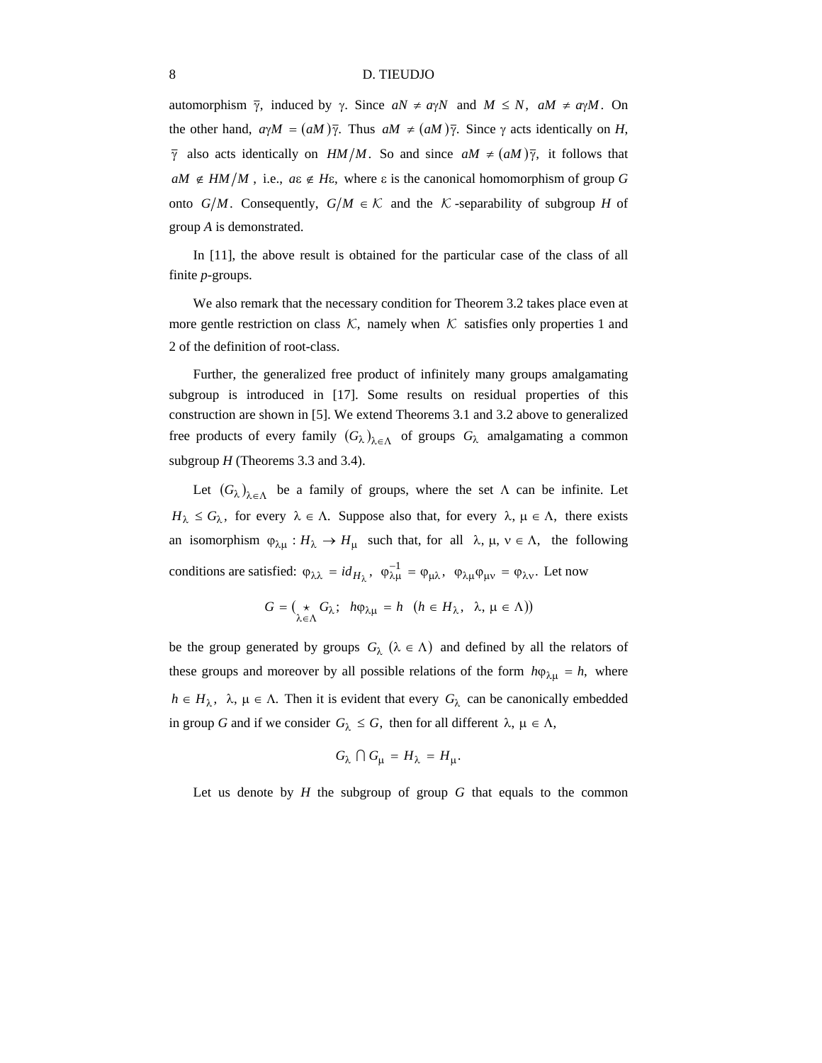automorphism $\overline{\gamma}$, induced by $\gamma$. Since $aN \neq a\gamma N$ and $M \leq N$, $aM \neq a\gamma M$. On the other hand, $a\gamma M = (aM)\overline{\gamma}$. Thus $aM \neq (aM)\overline{\gamma}$. Since $\gamma$ acts identically on $H$, $\overline{\gamma}$ also acts identically on $HM/M$. So and since $aM \neq (aM)\overline{\gamma}$, it follows that $aM \notin HM/M$, i.e., $a\varepsilon \notin H\varepsilon$, where $\varepsilon$ is the canonical homomorphism of group $G$ onto $G/M$. Consequently, $G/M \in \mathcal{K}$ and the $\mathcal{K}$-separability of subgroup $H$ of group $A$ is demonstrated.

In [11], the above result is obtained for the particular case of the class of all finite $p$-groups.

We also remark that the necessary condition for Theorem 3.2 takes place even at more gentle restriction on class $\mathcal{K}$, namely when $\mathcal{K}$ satisfies only properties 1 and 2 of the definition of root-class.

Further, the generalized free product of infinitely many groups amalgamating subgroup is introduced in [17]. Some results on residual properties of this construction are shown in [5]. We extend Theorems 3.1 and 3.2 above to generalized free products of every family $(G_\lambda)_{\lambda\in\Lambda}$ of groups $G_\lambda$ amalgamating a common subgroup $H$ (Theorems 3.3 and 3.4).

Let $(G_\lambda)_{\lambda\in\Lambda}$ be a family of groups, where the set $\Lambda$ can be infinite. Let $H_\lambda \leq G_\lambda$, for every $\lambda \in \Lambda$. Suppose also that, for every $\lambda, \mu \in \Lambda$, there exists an isomorphism $\varphi_{\lambda\mu} : H_\lambda \to H_\mu$ such that, for all $\lambda, \mu, \nu \in \Lambda$, the following conditions are satisfied: $\varphi_{\lambda\lambda} = id_{H_\lambda}$, $\varphi_{\lambda\mu}^{-1} = \varphi_{\mu\lambda}$, $\varphi_{\lambda\mu}\varphi_{\mu\nu} = \varphi_{\lambda\nu}$. Let now

$$G = (\mathop{\star}_{\lambda\in\Lambda} G_\lambda;\ \ h\varphi_{\lambda\mu} = h\ \ (h \in H_\lambda,\ \ \lambda, \mu \in \Lambda))$$

be the group generated by groups $G_\lambda$ $(\lambda \in \Lambda)$ and defined by all the relators of these groups and moreover by all possible relations of the form $h\varphi_{\lambda\mu} = h$, where $h \in H_\lambda$, $\lambda, \mu \in \Lambda$. Then it is evident that every $G_\lambda$ can be canonically embedded in group $G$ and if we consider $G_\lambda \leq G$, then for all different $\lambda, \mu \in \Lambda$,

$$G_\lambda \bigcap G_\mu = H_\lambda = H_\mu.$$

Let us denote by $H$ the subgroup of group $G$ that equals to the common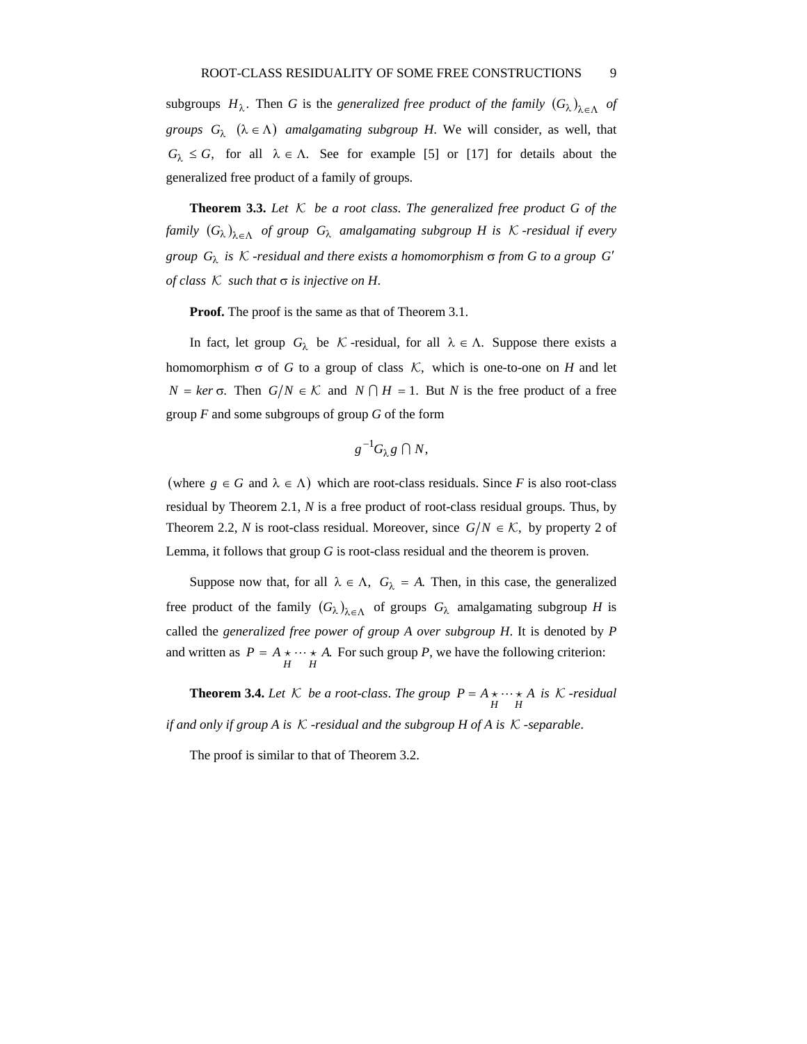subgroups $H_\lambda$. Then $G$ is the *generalized free product of the family* $(G_\lambda)_{\lambda \in \Lambda}$ *of groups* $G_\lambda$ $(\lambda \in \Lambda)$ *amalgamating subgroup H*. We will consider, as well, that $G_\lambda \leq G$, for all $\lambda \in \Lambda$. See for example [5] or [17] for details about the generalized free product of a family of groups.

**Theorem 3.3.** *Let $\mathcal{K}$ be a root class. The generalized free product G of the family $(G_\lambda)_{\lambda \in \Lambda}$ of group $G_\lambda$ amalgamating subgroup H is $\mathcal{K}$-residual if every group $G_\lambda$ is $\mathcal{K}$-residual and there exists a homomorphism $\sigma$ from G to a group $G'$ of class $\mathcal{K}$ such that $\sigma$ is injective on H.*

**Proof.** The proof is the same as that of Theorem 3.1.

In fact, let group $G_\lambda$ be $\mathcal{K}$-residual, for all $\lambda \in \Lambda$. Suppose there exists a homomorphism $\sigma$ of $G$ to a group of class $\mathcal{K}$, which is one-to-one on $H$ and let $N = ker\,\sigma$. Then $G/N \in \mathcal{K}$ and $N \cap H = 1$. But $N$ is the free product of a free group $F$ and some subgroups of group $G$ of the form

$$g^{-1}G_\lambda g \cap N,$$

(where $g \in G$ and $\lambda \in \Lambda$) which are root-class residuals. Since $F$ is also root-class residual by Theorem 2.1, $N$ is a free product of root-class residual groups. Thus, by Theorem 2.2, $N$ is root-class residual. Moreover, since $G/N \in \mathcal{K}$, by property 2 of Lemma, it follows that group $G$ is root-class residual and the theorem is proven.

Suppose now that, for all $\lambda \in \Lambda$, $G_\lambda = A$. Then, in this case, the generalized free product of the family $(G_\lambda)_{\lambda \in \Lambda}$ of groups $G_\lambda$ amalgamating subgroup $H$ is called the *generalized free power of group A over subgroup H*. It is denoted by $P$ and written as $P = A \underset{H}{\star} \cdots \underset{H}{\star} A$. For such group $P$, we have the following criterion:

**Theorem 3.4.** *Let $\mathcal{K}$ be a root-class. The group $P = A \underset{H}{\star} \cdots \underset{H}{\star} A$ is $\mathcal{K}$-residual if and only if group A is $\mathcal{K}$-residual and the subgroup H of A is $\mathcal{K}$-separable.*

The proof is similar to that of Theorem 3.2.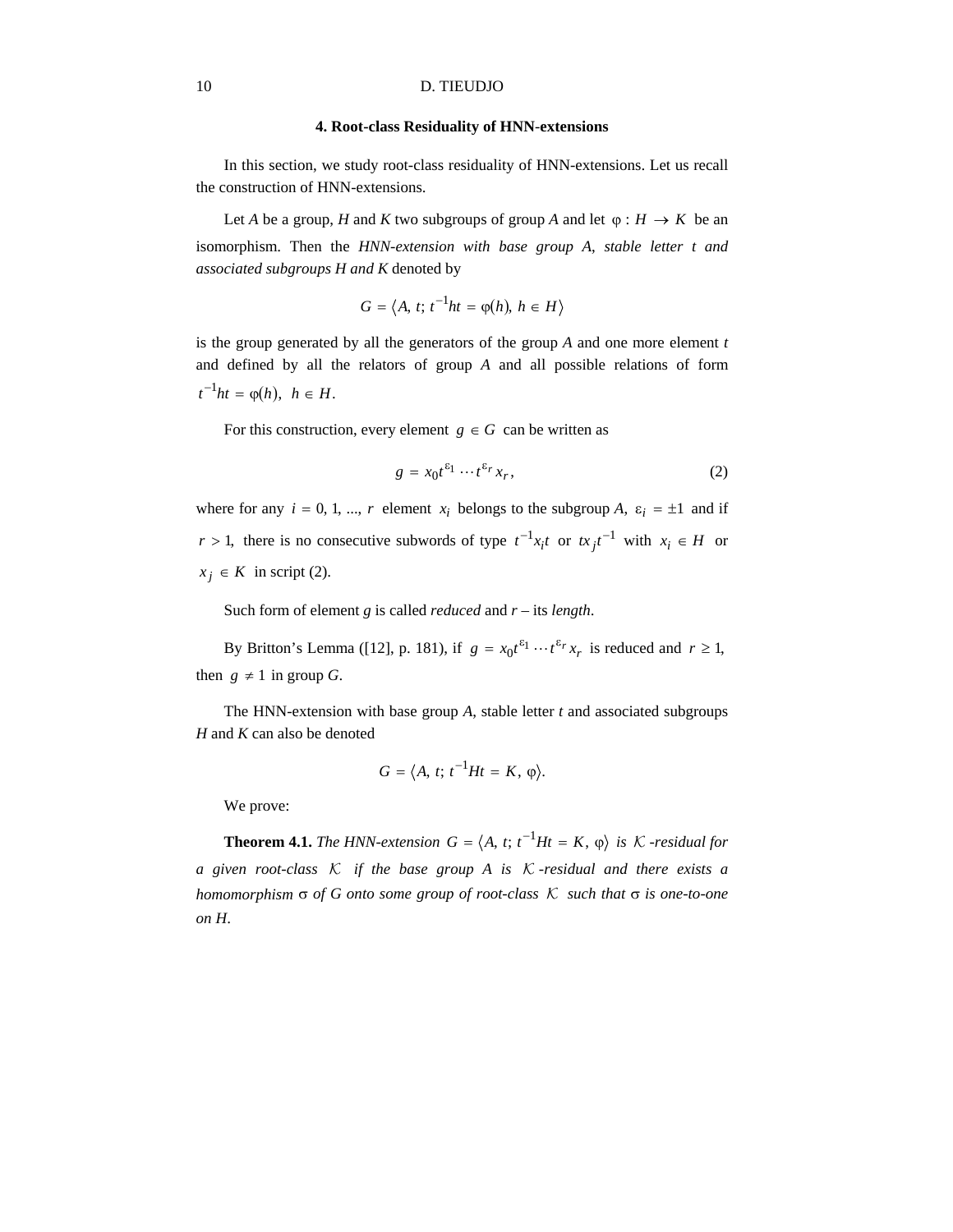## 4. Root-class Residuality of HNN-extensions

In this section, we study root-class residuality of HNN-extensions. Let us recall the construction of HNN-extensions.

Let $A$ be a group, $H$ and $K$ two subgroups of group $A$ and let $\varphi : H \to K$ be an isomorphism. Then the *HNN-extension with base group A, stable letter t and associated subgroups H and K* denoted by

$$G = \langle A, t; t^{-1}ht = \varphi(h), h \in H \rangle$$

is the group generated by all the generators of the group $A$ and one more element $t$ and defined by all the relators of group $A$ and all possible relations of form $t^{-1}ht = \varphi(h)$, $h \in H$.

For this construction, every element $g \in G$ can be written as

$$g = x_0 t^{\varepsilon_1} \cdots t^{\varepsilon_r} x_r, \tag{2}$$

where for any $i = 0, 1, ..., r$ element $x_i$ belongs to the subgroup $A$, $\varepsilon_i = \pm 1$ and if $r > 1$, there is no consecutive subwords of type $t^{-1}x_i t$ or $tx_j t^{-1}$ with $x_i \in H$ or $x_j \in K$ in script (2).

Such form of element $g$ is called *reduced* and $r$ – its *length*.

By Britton's Lemma ([12], p. 181), if $g = x_0 t^{\varepsilon_1} \cdots t^{\varepsilon_r} x_r$ is reduced and $r \geq 1$, then $g \neq 1$ in group $G$.

The HNN-extension with base group $A$, stable letter $t$ and associated subgroups $H$ and $K$ can also be denoted

$$G = \langle A, t; t^{-1}Ht = K, \varphi \rangle.$$

We prove:

**Theorem 4.1.** *The HNN-extension $G = \langle A, t; t^{-1}Ht = K, \varphi \rangle$ is $\mathcal{K}$-residual for a given root-class $\mathcal{K}$ if the base group A is $\mathcal{K}$-residual and there exists a homomorphism $\sigma$ of G onto some group of root-class $\mathcal{K}$ such that $\sigma$ is one-to-one on H.*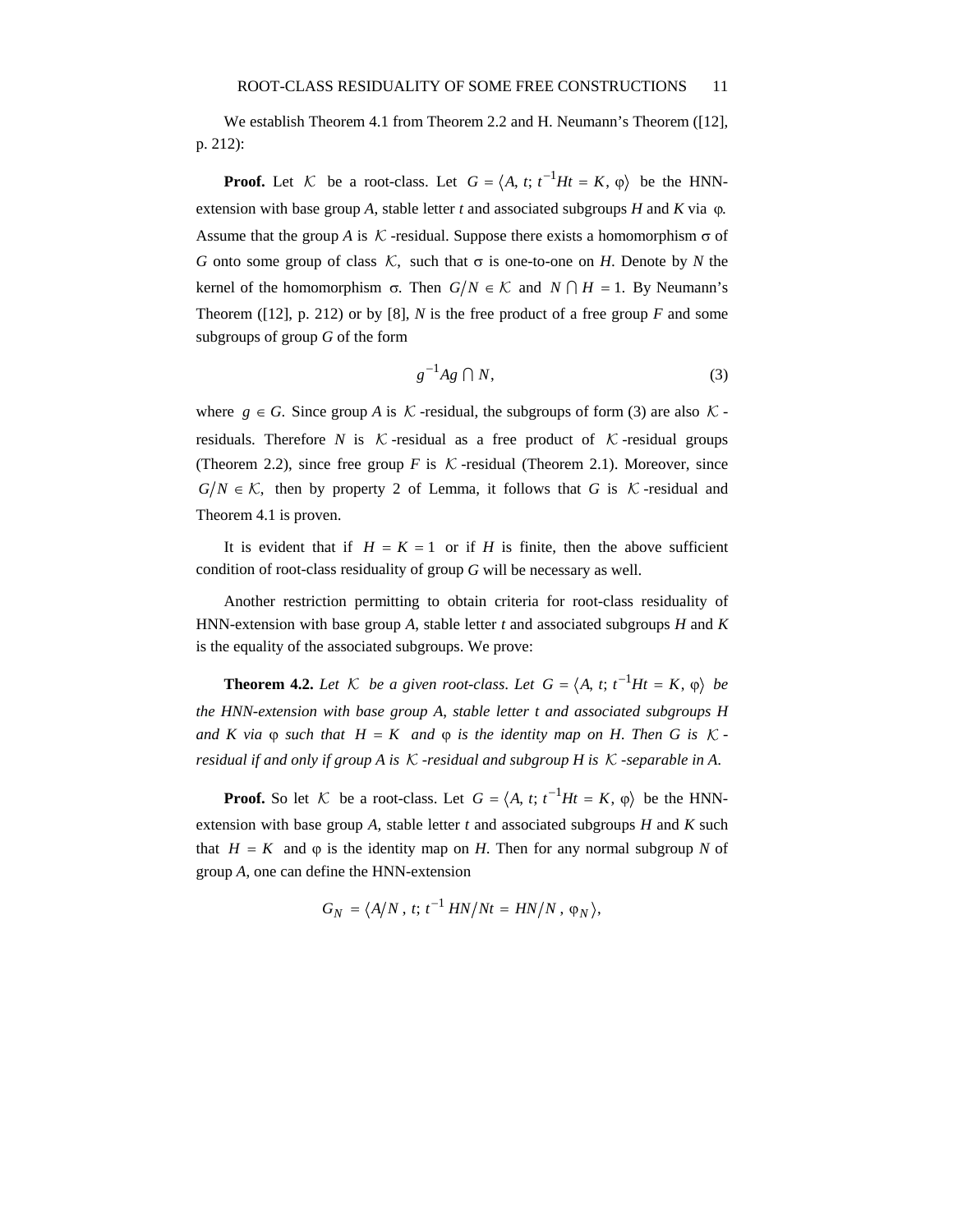We establish Theorem 4.1 from Theorem 2.2 and H. Neumann's Theorem ([12], p. 212):

**Proof.** Let $\mathcal{K}$ be a root-class. Let $G = \langle A, t;\, t^{-1}Ht = K, \varphi\rangle$ be the HNN-extension with base group $A$, stable letter $t$ and associated subgroups $H$ and $K$ via $\varphi$. Assume that the group $A$ is $\mathcal{K}$-residual. Suppose there exists a homomorphism $\sigma$ of $G$ onto some group of class $\mathcal{K}$, such that $\sigma$ is one-to-one on $H$. Denote by $N$ the kernel of the homomorphism $\sigma$. Then $G/N \in \mathcal{K}$ and $N \cap H = 1$. By Neumann's Theorem ([12], p. 212) or by [8], $N$ is the free product of a free group $F$ and some subgroups of group $G$ of the form

$$g^{-1}Ag \cap N, \tag{3}$$

where $g \in G$. Since group $A$ is $\mathcal{K}$-residual, the subgroups of form (3) are also $\mathcal{K}$-residuals. Therefore $N$ is $\mathcal{K}$-residual as a free product of $\mathcal{K}$-residual groups (Theorem 2.2), since free group $F$ is $\mathcal{K}$-residual (Theorem 2.1). Moreover, since $G/N \in \mathcal{K}$, then by property 2 of Lemma, it follows that $G$ is $\mathcal{K}$-residual and Theorem 4.1 is proven.

It is evident that if $H = K = 1$ or if $H$ is finite, then the above sufficient condition of root-class residuality of group $G$ will be necessary as well.

Another restriction permitting to obtain criteria for root-class residuality of HNN-extension with base group $A$, stable letter $t$ and associated subgroups $H$ and $K$ is the equality of the associated subgroups. We prove:

**Theorem 4.2.** *Let $\mathcal{K}$ be a given root-class. Let $G = \langle A, t;\, t^{-1}Ht = K, \varphi\rangle$ be the HNN-extension with base group $A$, stable letter $t$ and associated subgroups $H$ and $K$ via $\varphi$ such that $H = K$ and $\varphi$ is the identity map on $H$. Then $G$ is $\mathcal{K}$-residual if and only if group $A$ is $\mathcal{K}$-residual and subgroup $H$ is $\mathcal{K}$-separable in $A$.*

**Proof.** So let $\mathcal{K}$ be a root-class. Let $G = \langle A, t;\, t^{-1}Ht = K, \varphi\rangle$ be the HNN-extension with base group $A$, stable letter $t$ and associated subgroups $H$ and $K$ such that $H = K$ and $\varphi$ is the identity map on $H$. Then for any normal subgroup $N$ of group $A$, one can define the HNN-extension

$$G_N = \langle A/N,\, t;\, t^{-1}\, HN/Nt = HN/N,\, \varphi_N\rangle,$$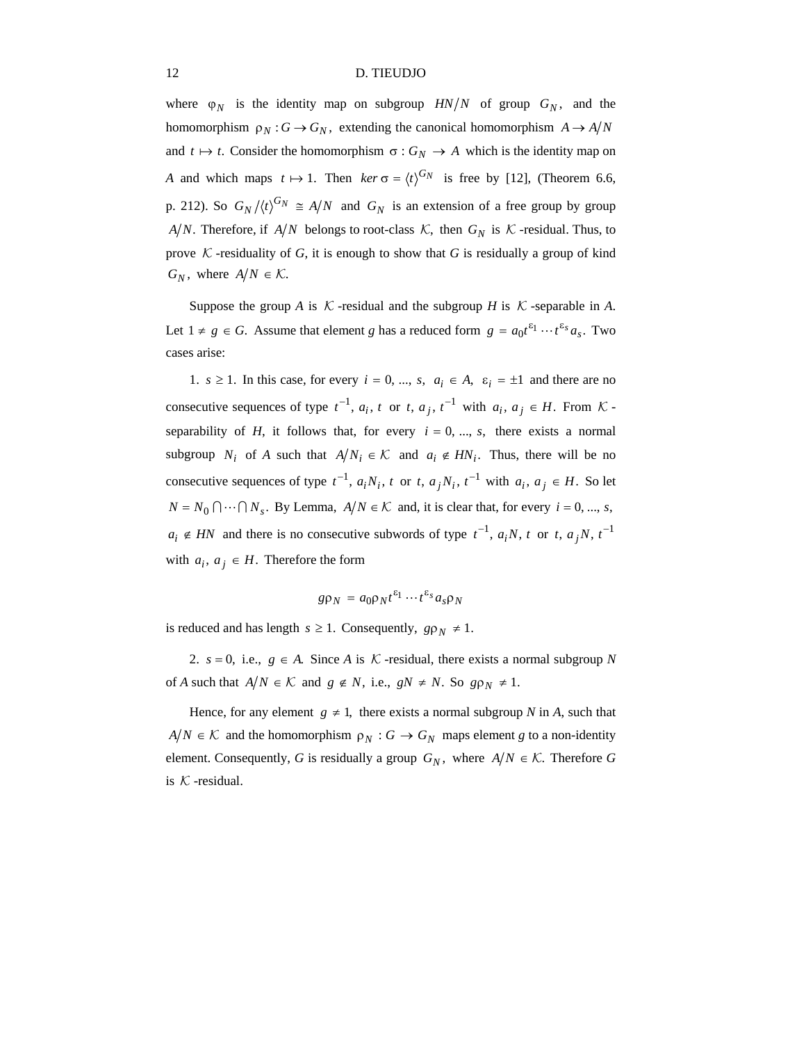where $\varphi_N$ is the identity map on subgroup $HN/N$ of group $G_N$, and the homomorphism $\rho_N : G \to G_N$, extending the canonical homomorphism $A \to A/N$ and $t \mapsto t$. Consider the homomorphism $\sigma : G_N \to A$ which is the identity map on $A$ and which maps $t \mapsto 1$. Then $ker\,\sigma = \langle t \rangle^{G_N}$ is free by [12], (Theorem 6.6, p. 212). So $G_N / \langle t \rangle^{G_N} \cong A/N$ and $G_N$ is an extension of a free group by group $A/N$. Therefore, if $A/N$ belongs to root-class $\mathcal{K}$, then $G_N$ is $\mathcal{K}$-residual. Thus, to prove $\mathcal{K}$-residuality of $G$, it is enough to show that $G$ is residually a group of kind $G_N$, where $A/N \in \mathcal{K}$.

Suppose the group $A$ is $\mathcal{K}$-residual and the subgroup $H$ is $\mathcal{K}$-separable in $A$. Let $1 \neq g \in G$. Assume that element $g$ has a reduced form $g = a_0 t^{\varepsilon_1} \cdots t^{\varepsilon_s} a_s$. Two cases arise:

1. $s \geq 1$. In this case, for every $i = 0, ..., s$, $a_i \in A$, $\varepsilon_i = \pm 1$ and there are no consecutive sequences of type $t^{-1}, a_i, t$ or $t, a_j, t^{-1}$ with $a_i, a_j \in H$. From $\mathcal{K}$-separability of $H$, it follows that, for every $i = 0, ..., s$, there exists a normal subgroup $N_i$ of $A$ such that $A/N_i \in \mathcal{K}$ and $a_i \notin HN_i$. Thus, there will be no consecutive sequences of type $t^{-1}, a_i N_i, t$ or $t, a_j N_i, t^{-1}$ with $a_i, a_j \in H$. So let $N = N_0 \bigcap \cdots \bigcap N_s$. By Lemma, $A/N \in \mathcal{K}$ and, it is clear that, for every $i = 0, ..., s$, $a_i \notin HN$ and there is no consecutive subwords of type $t^{-1}, a_i N, t$ or $t, a_j N, t^{-1}$ with $a_i, a_j \in H$. Therefore the form

$$g\rho_N = a_0 \rho_N t^{\varepsilon_1} \cdots t^{\varepsilon_s} a_s \rho_N$$

is reduced and has length $s \geq 1$. Consequently, $g\rho_N \neq 1$.

2. $s = 0$, i.e., $g \in A$. Since $A$ is $\mathcal{K}$-residual, there exists a normal subgroup $N$ of $A$ such that $A/N \in \mathcal{K}$ and $g \notin N$, i.e., $gN \neq N$. So $g\rho_N \neq 1$.

Hence, for any element $g \neq 1$, there exists a normal subgroup $N$ in $A$, such that $A/N \in \mathcal{K}$ and the homomorphism $\rho_N : G \to G_N$ maps element $g$ to a non-identity element. Consequently, $G$ is residually a group $G_N$, where $A/N \in \mathcal{K}$. Therefore $G$ is $\mathcal{K}$-residual.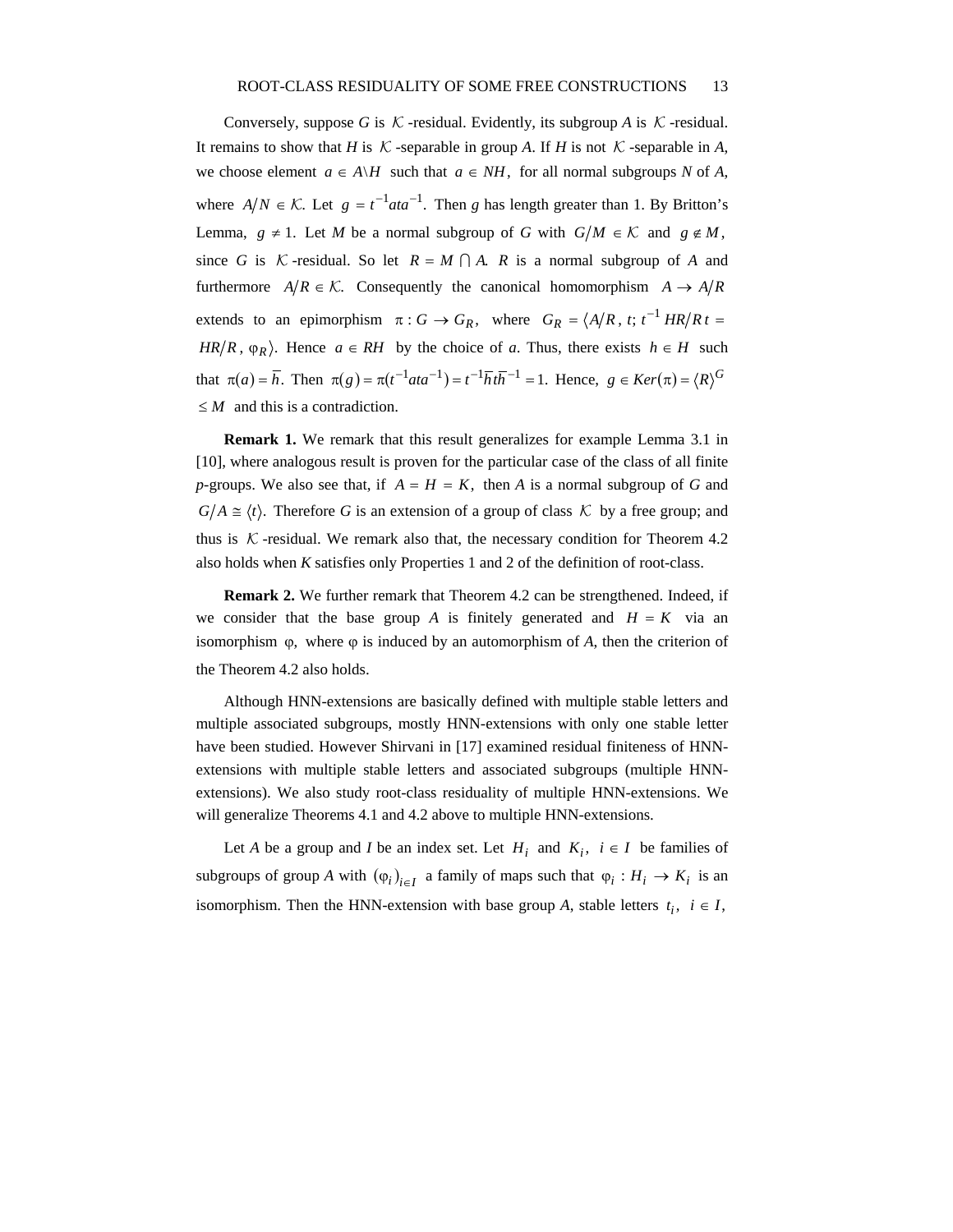Conversely, suppose $G$ is $\mathcal{K}$-residual. Evidently, its subgroup $A$ is $\mathcal{K}$-residual. It remains to show that $H$ is $\mathcal{K}$-separable in group $A$. If $H$ is not $\mathcal{K}$-separable in $A$, we choose element $a \in A \backslash H$ such that $a \in NH$, for all normal subgroups $N$ of $A$, where $A/N \in \mathcal{K}$. Let $g = t^{-1}ata^{-1}$. Then $g$ has length greater than 1. By Britton's Lemma, $g \neq 1$. Let $M$ be a normal subgroup of $G$ with $G/M \in \mathcal{K}$ and $g \notin M$, since $G$ is $\mathcal{K}$-residual. So let $R = M \cap A$. $R$ is a normal subgroup of $A$ and furthermore $A/R \in \mathcal{K}$. Consequently the canonical homomorphism $A \to A/R$ extends to an epimorphism $\pi : G \to G_R$, where $G_R = \langle A/R,\, t;\, t^{-1}\, HR/R\, t = HR/R,\, \varphi_R \rangle$. Hence $a \in RH$ by the choice of $a$. Thus, there exists $h \in H$ such that $\pi(a) = \overline{h}$. Then $\pi(g) = \pi(t^{-1}ata^{-1}) = t^{-1}\overline{h}t\overline{h}^{-1} = 1$. Hence, $g \in Ker(\pi) = \langle R \rangle^G \le M$ and this is a contradiction.

**Remark 1.** We remark that this result generalizes for example Lemma 3.1 in [10], where analogous result is proven for the particular case of the class of all finite $p$-groups. We also see that, if $A = H = K$, then $A$ is a normal subgroup of $G$ and $G/A \cong \langle t \rangle$. Therefore $G$ is an extension of a group of class $\mathcal{K}$ by a free group; and thus is $\mathcal{K}$-residual. We remark also that, the necessary condition for Theorem 4.2 also holds when $K$ satisfies only Properties 1 and 2 of the definition of root-class.

**Remark 2.** We further remark that Theorem 4.2 can be strengthened. Indeed, if we consider that the base group $A$ is finitely generated and $H = K$ via an isomorphism $\varphi$, where $\varphi$ is induced by an automorphism of $A$, then the criterion of the Theorem 4.2 also holds.

Although HNN-extensions are basically defined with multiple stable letters and multiple associated subgroups, mostly HNN-extensions with only one stable letter have been studied. However Shirvani in [17] examined residual finiteness of HNN-extensions with multiple stable letters and associated subgroups (multiple HNN-extensions). We also study root-class residuality of multiple HNN-extensions. We will generalize Theorems 4.1 and 4.2 above to multiple HNN-extensions.

Let $A$ be a group and $I$ be an index set. Let $H_i$ and $K_i$, $i \in I$ be families of subgroups of group $A$ with $(\varphi_i)_{i \in I}$ a family of maps such that $\varphi_i : H_i \to K_i$ is an isomorphism. Then the HNN-extension with base group $A$, stable letters $t_i$, $i \in I$,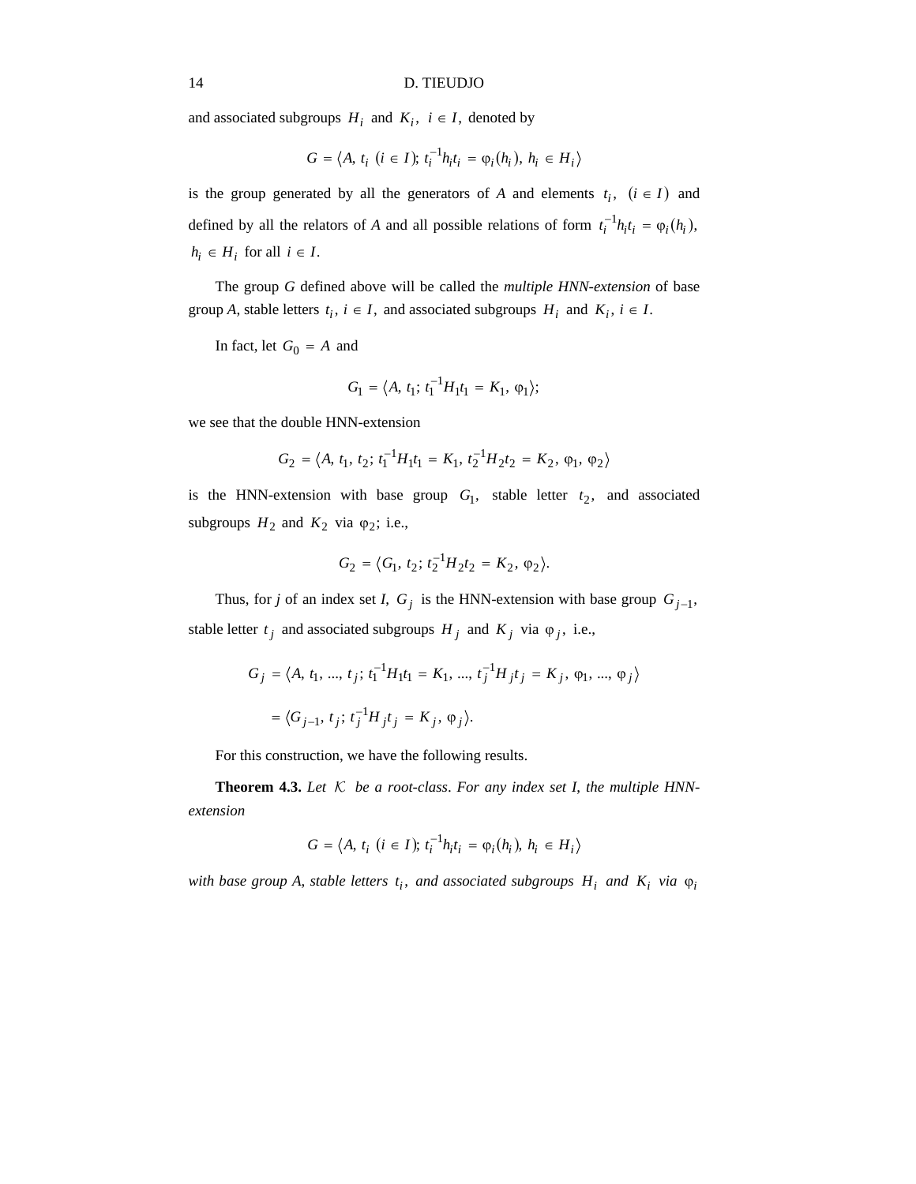and associated subgroups $H_i$ and $K_i$, $i \in I$, denoted by

$$G = \langle A, t_i \ (i \in I); t_i^{-1} h_i t_i = \varphi_i(h_i), h_i \in H_i \rangle$$

is the group generated by all the generators of $A$ and elements $t_i$, $(i \in I)$ and defined by all the relators of $A$ and all possible relations of form $t_i^{-1} h_i t_i = \varphi_i(h_i)$, $h_i \in H_i$ for all $i \in I$.

The group $G$ defined above will be called the *multiple HNN-extension* of base group $A$, stable letters $t_i$, $i \in I$, and associated subgroups $H_i$ and $K_i$, $i \in I$.

In fact, let $G_0 = A$ and

$$G_1 = \langle A, t_1; t_1^{-1} H_1 t_1 = K_1, \varphi_1 \rangle;$$

we see that the double HNN-extension

$$G_2 = \langle A, t_1, t_2; t_1^{-1} H_1 t_1 = K_1, t_2^{-1} H_2 t_2 = K_2, \varphi_1, \varphi_2 \rangle$$

is the HNN-extension with base group $G_1$, stable letter $t_2$, and associated subgroups $H_2$ and $K_2$ via $\varphi_2$; i.e.,

$$G_2 = \langle G_1, t_2; t_2^{-1} H_2 t_2 = K_2, \varphi_2 \rangle.$$

Thus, for $j$ of an index set $I$, $G_j$ is the HNN-extension with base group $G_{j-1}$, stable letter $t_j$ and associated subgroups $H_j$ and $K_j$ via $\varphi_j$, i.e.,

$$\begin{aligned} G_j &= \langle A, t_1, \ldots, t_j; t_1^{-1} H_1 t_1 = K_1, \ldots, t_j^{-1} H_j t_j = K_j, \varphi_1, \ldots, \varphi_j \rangle \\ &= \langle G_{j-1}, t_j; t_j^{-1} H_j t_j = K_j, \varphi_j \rangle. \end{aligned}$$

For this construction, we have the following results.

**Theorem 4.3.** *Let $\mathcal{K}$ be a root-class. For any index set I, the multiple HNN-extension*

$$G = \langle A, t_i \ (i \in I); t_i^{-1} h_i t_i = \varphi_i(h_i), h_i \in H_i \rangle$$

*with base group A, stable letters $t_i$, and associated subgroups $H_i$ and $K_i$ via $\varphi_i$*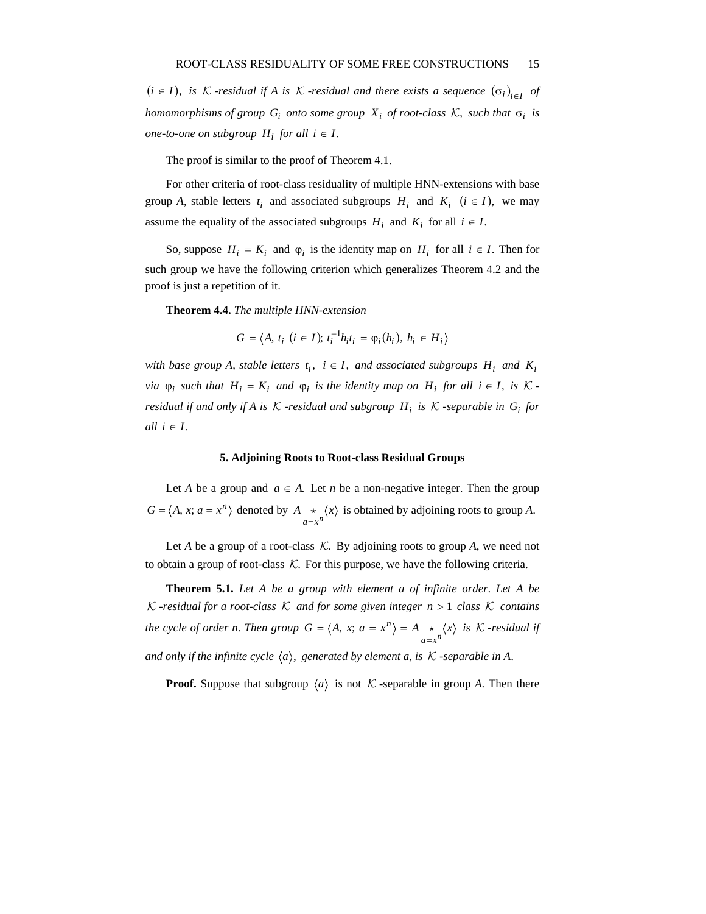$(i \in I)$, *is* $\mathcal{K}$ *-residual if A is* $\mathcal{K}$ *-residual and there exists a sequence* $(\sigma_i)_{i \in I}$ *of homomorphisms of group* $G_i$ *onto some group* $X_i$ *of root-class* $\mathcal{K}$, *such that* $\sigma_i$ *is one-to-one on subgroup* $H_i$ *for all* $i \in I$.

The proof is similar to the proof of Theorem 4.1.

For other criteria of root-class residuality of multiple HNN-extensions with base group *A*, stable letters $t_i$ and associated subgroups $H_i$ and $K_i$ $(i \in I)$, we may assume the equality of the associated subgroups $H_i$ and $K_i$ for all $i \in I$.

So, suppose $H_i = K_i$ and $\varphi_i$ is the identity map on $H_i$ for all $i \in I$. Then for such group we have the following criterion which generalizes Theorem 4.2 and the proof is just a repetition of it.

**Theorem 4.4.** *The multiple HNN-extension*

$$G = \langle A, t_i \ (i \in I); t_i^{-1} h_i t_i = \varphi_i(h_i), h_i \in H_i \rangle$$

*with base group A, stable letters* $t_i$, $i \in I$, *and associated subgroups* $H_i$ *and* $K_i$ *via* $\varphi_i$ *such that* $H_i = K_i$ *and* $\varphi_i$ *is the identity map on* $H_i$ *for all* $i \in I$, *is* $\mathcal{K}$ *-residual if and only if A is* $\mathcal{K}$ *-residual and subgroup* $H_i$ *is* $\mathcal{K}$ *-separable in* $G_i$ *for all* $i \in I$.

## 5. Adjoining Roots to Root-class Residual Groups

Let *A* be a group and $a \in A$. Let *n* be a non-negative integer. Then the group $G = \langle A, x; a = x^n \rangle$ denoted by $A \underset{a = x^n}{\star} \langle x \rangle$ is obtained by adjoining roots to group *A*.

Let *A* be a group of a root-class $\mathcal{K}$. By adjoining roots to group *A*, we need not to obtain a group of root-class $\mathcal{K}$. For this purpose, we have the following criteria.

**Theorem 5.1.** *Let A be a group with element a of infinite order. Let A be* $\mathcal{K}$ *-residual for a root-class* $\mathcal{K}$ *and for some given integer* $n > 1$ *class* $\mathcal{K}$ *contains the cycle of order n. Then group* $G = \langle A, x; a = x^n \rangle = A \underset{a = x^n}{\star} \langle x \rangle$ *is* $\mathcal{K}$ *-residual if and only if the infinite cycle* $\langle a \rangle$, *generated by element a, is* $\mathcal{K}$ *-separable in A.*

**Proof.** Suppose that subgroup $\langle a \rangle$ is not $\mathcal{K}$ -separable in group *A*. Then there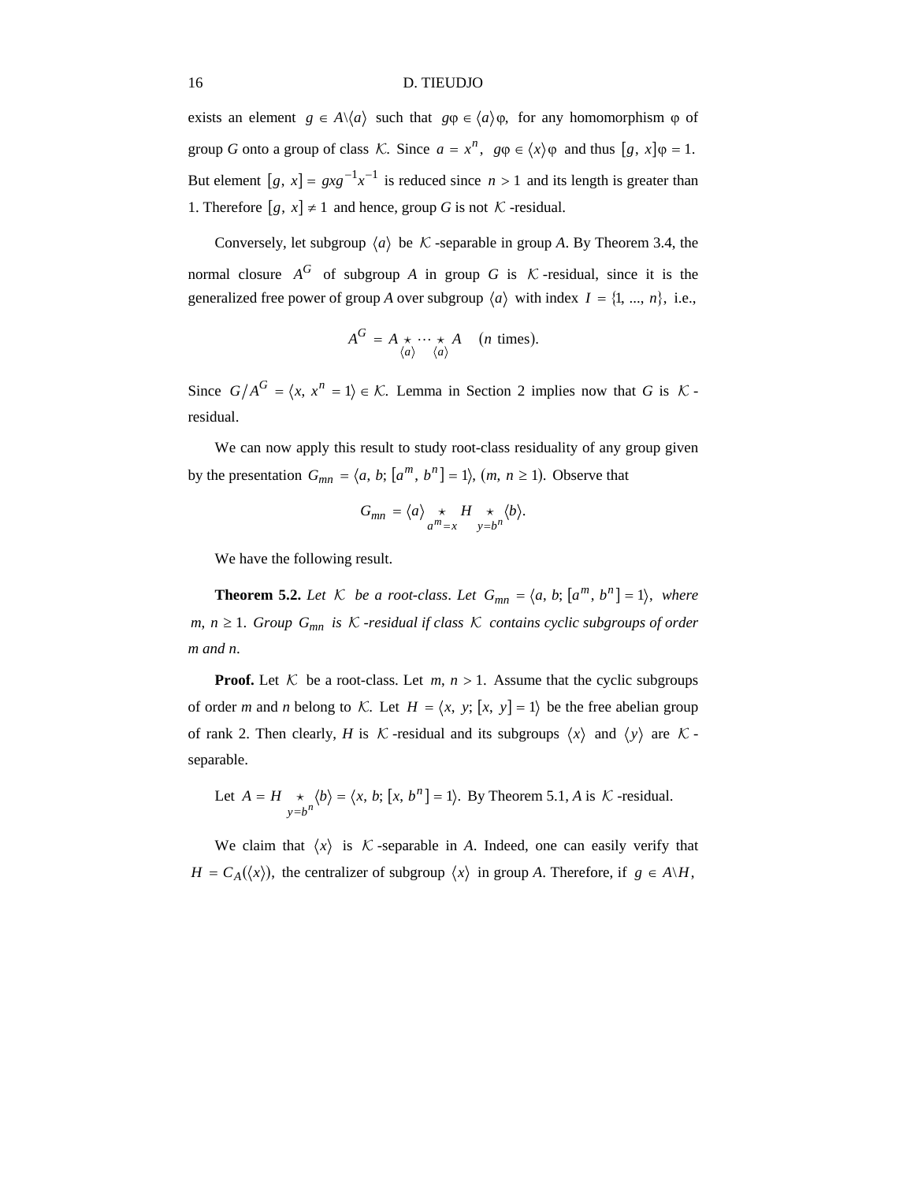exists an element $g \in A \backslash \langle a \rangle$ such that $g\varphi \in \langle a \rangle \varphi,$ for any homomorphism $\varphi$ of group $G$ onto a group of class $\mathcal{K}.$ Since $a = x^n,$ $g\varphi \in \langle x \rangle \varphi$ and thus $[g, x]\varphi = 1.$ But element $[g, x] = gxg^{-1}x^{-1}$ is reduced since $n > 1$ and its length is greater than 1. Therefore $[g, x] \neq 1$ and hence, group $G$ is not $\mathcal{K}$-residual.

Conversely, let subgroup $\langle a \rangle$ be $\mathcal{K}$-separable in group $A$. By Theorem 3.4, the normal closure $A^G$ of subgroup $A$ in group $G$ is $\mathcal{K}$-residual, since it is the generalized free power of group $A$ over subgroup $\langle a \rangle$ with index $I = \{1, ..., n\},$ i.e.,

$$A^G = A \underset{\langle a \rangle}{\star} \cdots \underset{\langle a \rangle}{\star} A \quad (n \text{ times}).$$

Since $G / A^G = \langle x, x^n = 1 \rangle \in \mathcal{K}.$ Lemma in Section 2 implies now that $G$ is $\mathcal{K}$-residual.

We can now apply this result to study root-class residuality of any group given by the presentation $G_{mn} = \langle a, b; [a^m, b^n] = 1 \rangle,$ $(m, n \geq 1).$ Observe that

$$G_{mn} = \langle a \rangle \underset{a^m = x}{\star} H \underset{y = b^n}{\star} \langle b \rangle.$$

We have the following result.

**Theorem 5.2.** *Let $\mathcal{K}$ be a root-class. Let $G_{mn} = \langle a, b; [a^m, b^n] = 1 \rangle,$ where $m, n \geq 1.$ Group $G_{mn}$ is $\mathcal{K}$-residual if class $\mathcal{K}$ contains cyclic subgroups of order m and n.*

**Proof.** Let $\mathcal{K}$ be a root-class. Let $m, n > 1.$ Assume that the cyclic subgroups of order $m$ and $n$ belong to $\mathcal{K}.$ Let $H = \langle x, y; [x, y] = 1 \rangle$ be the free abelian group of rank 2. Then clearly, $H$ is $\mathcal{K}$-residual and its subgroups $\langle x \rangle$ and $\langle y \rangle$ are $\mathcal{K}$-separable.

Let $A = H \underset{y = b^n}{\star} \langle b \rangle = \langle x, b; [x, b^n] = 1 \rangle.$ By Theorem 5.1, $A$ is $\mathcal{K}$-residual.

We claim that $\langle x \rangle$ is $\mathcal{K}$-separable in $A$. Indeed, one can easily verify that $H = C_A(\langle x \rangle),$ the centralizer of subgroup $\langle x \rangle$ in group $A$. Therefore, if $g \in A \backslash H,$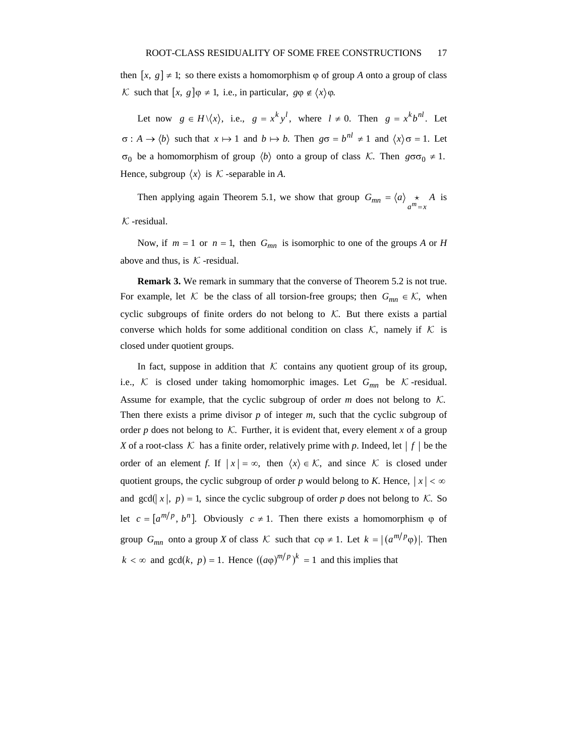then $[x, g] \neq 1$; so there exists a homomorphism $\varphi$ of group $A$ onto a group of class $\mathcal{K}$ such that $[x, g]\varphi \neq 1$, i.e., in particular, $g\varphi \notin \langle x\rangle\varphi$.

Let now $g \in H\setminus\langle x\rangle$, i.e., $g = x^k y^l$, where $l \neq 0$. Then $g = x^k b^{nl}$. Let $\sigma : A \to \langle b\rangle$ such that $x \mapsto 1$ and $b \mapsto b$. Then $g\sigma = b^{nl} \neq 1$ and $\langle x\rangle\sigma = 1$. Let $\sigma_0$ be a homomorphism of group $\langle b\rangle$ onto a group of class $\mathcal{K}$. Then $g\sigma\sigma_0 \neq 1$. Hence, subgroup $\langle x\rangle$ is $\mathcal{K}$-separable in $A$.

Then applying again Theorem 5.1, we show that group $G_{mn} = \langle a\rangle \underset{a^m = x}{\star} A$ is $\mathcal{K}$-residual.

Now, if $m = 1$ or $n = 1$, then $G_{mn}$ is isomorphic to one of the groups $A$ or $H$ above and thus, is $\mathcal{K}$-residual.

**Remark 3.** We remark in summary that the converse of Theorem 5.2 is not true. For example, let $\mathcal{K}$ be the class of all torsion-free groups; then $G_{mn} \in \mathcal{K}$, when cyclic subgroups of finite orders do not belong to $\mathcal{K}$. But there exists a partial converse which holds for some additional condition on class $\mathcal{K}$, namely if $\mathcal{K}$ is closed under quotient groups.

In fact, suppose in addition that $\mathcal{K}$ contains any quotient group of its group, i.e., $\mathcal{K}$ is closed under taking homomorphic images. Let $G_{mn}$ be $\mathcal{K}$-residual. Assume for example, that the cyclic subgroup of order $m$ does not belong to $\mathcal{K}$. Then there exists a prime divisor $p$ of integer $m$, such that the cyclic subgroup of order $p$ does not belong to $\mathcal{K}$. Further, it is evident that, every element $x$ of a group $X$ of a root-class $\mathcal{K}$ has a finite order, relatively prime with $p$. Indeed, let $|f|$ be the order of an element $f$. If $|x| = \infty$, then $\langle x\rangle \in \mathcal{K}$, and since $\mathcal{K}$ is closed under quotient groups, the cyclic subgroup of order $p$ would belong to $K$. Hence, $|x| < \infty$ and $\gcd(|x|, p) = 1$, since the cyclic subgroup of order $p$ does not belong to $\mathcal{K}$. So let $c = [a^{m/p}, b^n]$. Obviously $c \neq 1$. Then there exists a homomorphism $\varphi$ of group $G_{mn}$ onto a group $X$ of class $\mathcal{K}$ such that $c\varphi \neq 1$. Let $k = |(a^{m/p}\varphi)|$. Then $k < \infty$ and $\gcd(k, p) = 1$. Hence $((a\varphi)^{m/p})^k = 1$ and this implies that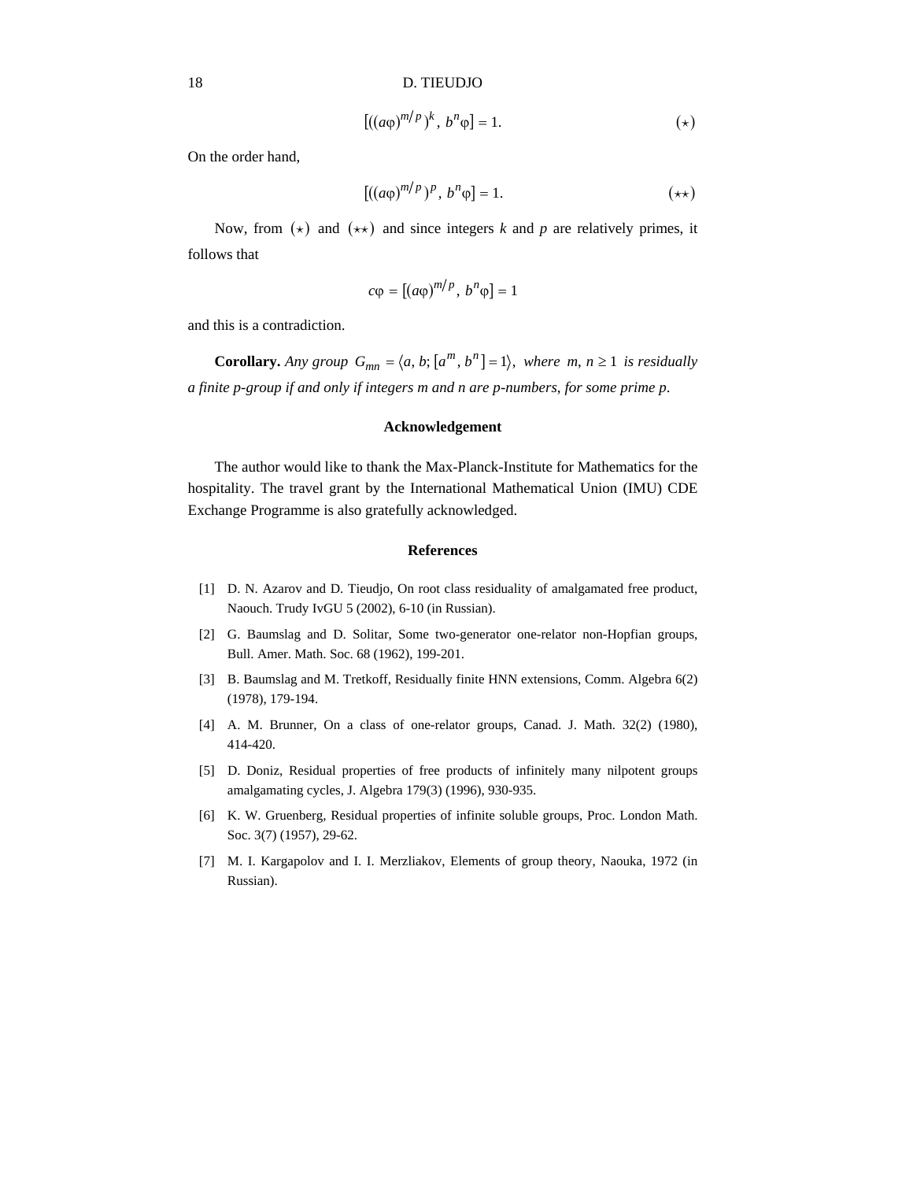$$[((a\varphi)^{m/p})^k,\ b^n\varphi] = 1. \qquad (\star)$$

On the order hand,

$$[((a\varphi)^{m/p})^p,\ b^n\varphi] = 1. \qquad (\star\star)$$

Now, from $(\star)$ and $(\star\star)$ and since integers $k$ and $p$ are relatively primes, it follows that

$$c\varphi = [(a\varphi)^{m/p},\ b^n\varphi] = 1$$

and this is a contradiction.

**Corollary.** *Any group* $G_{mn} = \langle a, b; [a^m, b^n] = 1\rangle$, *where* $m, n \geq 1$ *is residually a finite p-group if and only if integers m and n are p-numbers, for some prime p.*

### Acknowledgement

The author would like to thank the Max-Planck-Institute for Mathematics for the hospitality. The travel grant by the International Mathematical Union (IMU) CDE Exchange Programme is also gratefully acknowledged.

### References

[1] D. N. Azarov and D. Tieudjo, On root class residuality of amalgamated free product, Naouch. Trudy IvGU 5 (2002), 6-10 (in Russian).

[2] G. Baumslag and D. Solitar, Some two-generator one-relator non-Hopfian groups, Bull. Amer. Math. Soc. 68 (1962), 199-201.

[3] B. Baumslag and M. Tretkoff, Residually finite HNN extensions, Comm. Algebra 6(2) (1978), 179-194.

[4] A. M. Brunner, On a class of one-relator groups, Canad. J. Math. 32(2) (1980), 414-420.

[5] D. Doniz, Residual properties of free products of infinitely many nilpotent groups amalgamating cycles, J. Algebra 179(3) (1996), 930-935.

[6] K. W. Gruenberg, Residual properties of infinite soluble groups, Proc. London Math. Soc. 3(7) (1957), 29-62.

[7] M. I. Kargapolov and I. I. Merzliakov, Elements of group theory, Naouka, 1972 (in Russian).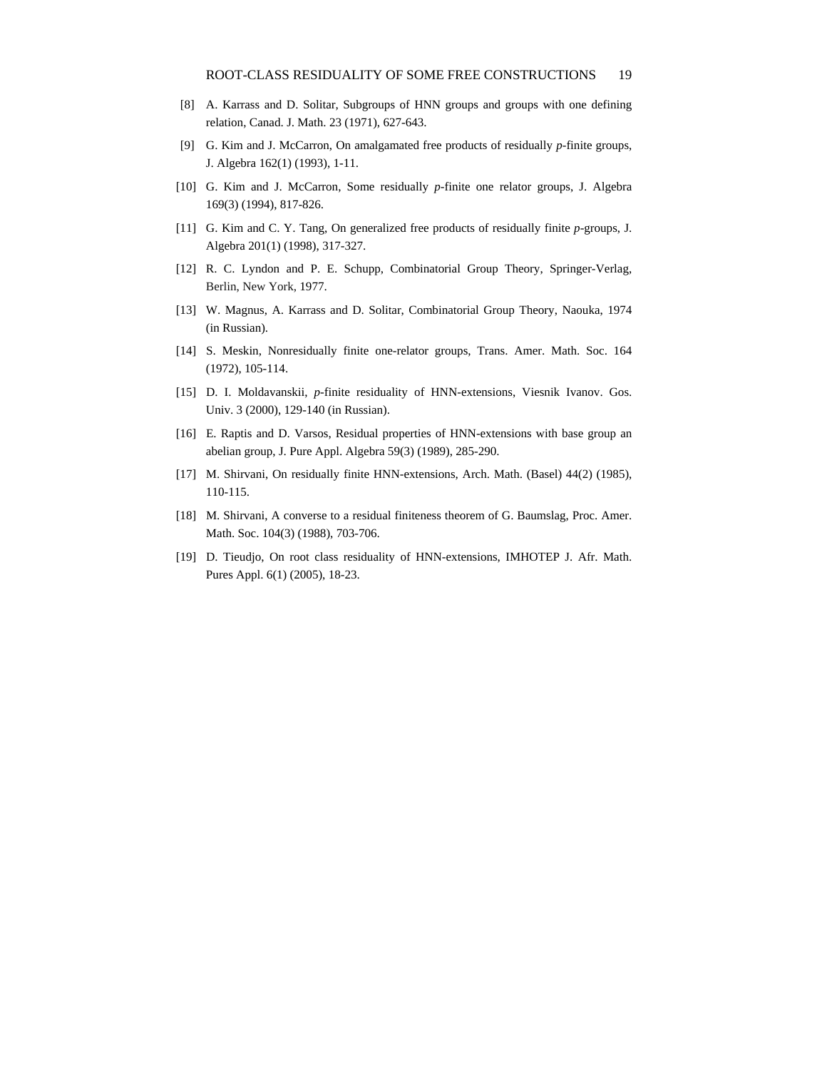[8] A. Karrass and D. Solitar, Subgroups of HNN groups and groups with one defining relation, Canad. J. Math. 23 (1971), 627-643.

[9] G. Kim and J. McCarron, On amalgamated free products of residually *p*-finite groups, J. Algebra 162(1) (1993), 1-11.

[10] G. Kim and J. McCarron, Some residually *p*-finite one relator groups, J. Algebra 169(3) (1994), 817-826.

[11] G. Kim and C. Y. Tang, On generalized free products of residually finite *p*-groups, J. Algebra 201(1) (1998), 317-327.

[12] R. C. Lyndon and P. E. Schupp, Combinatorial Group Theory, Springer-Verlag, Berlin, New York, 1977.

[13] W. Magnus, A. Karrass and D. Solitar, Combinatorial Group Theory, Naouka, 1974 (in Russian).

[14] S. Meskin, Nonresidually finite one-relator groups, Trans. Amer. Math. Soc. 164 (1972), 105-114.

[15] D. I. Moldavanskii, *p*-finite residuality of HNN-extensions, Viesnik Ivanov. Gos. Univ. 3 (2000), 129-140 (in Russian).

[16] E. Raptis and D. Varsos, Residual properties of HNN-extensions with base group an abelian group, J. Pure Appl. Algebra 59(3) (1989), 285-290.

[17] M. Shirvani, On residually finite HNN-extensions, Arch. Math. (Basel) 44(2) (1985), 110-115.

[18] M. Shirvani, A converse to a residual finiteness theorem of G. Baumslag, Proc. Amer. Math. Soc. 104(3) (1988), 703-706.

[19] D. Tieudjo, On root class residuality of HNN-extensions, IMHOTEP J. Afr. Math. Pures Appl. 6(1) (2005), 18-23.